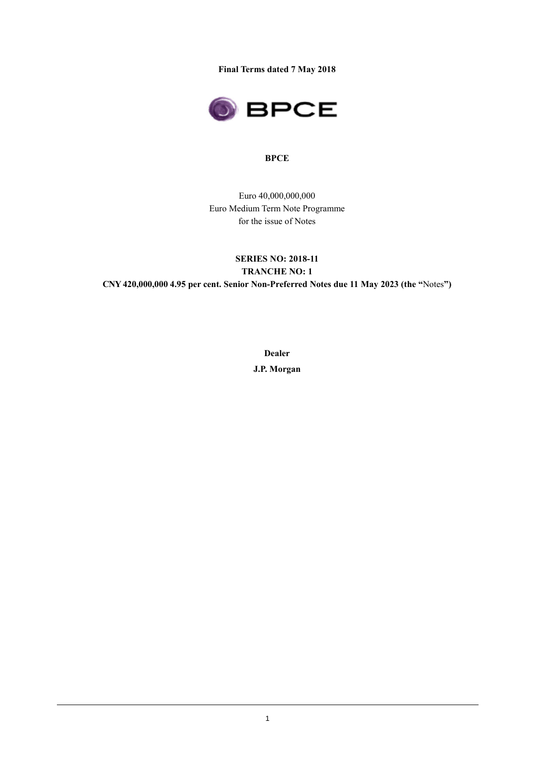**Final Terms dated 7 May 2018**

# BPCE

Euro 40,000,000,000
Euro Medium Term Note Programme
for the issue of Notes

**SERIES NO: 2018-11**
**TRANCHE NO: 1**
**CNY 420,000,000 4.95 per cent. Senior Non-Preferred Notes due 11 May 2023 (the "**Notes**")**

**Dealer**

**J.P. Morgan**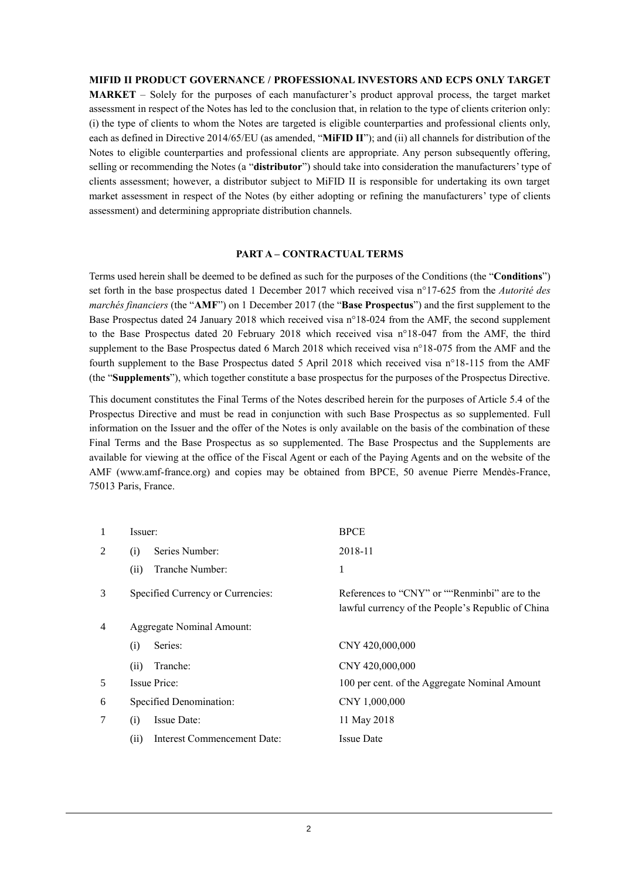**MIFID II PRODUCT GOVERNANCE / PROFESSIONAL INVESTORS AND ECPS ONLY TARGET MARKET** – Solely for the purposes of each manufacturer's product approval process, the target market assessment in respect of the Notes has led to the conclusion that, in relation to the type of clients criterion only: (i) the type of clients to whom the Notes are targeted is eligible counterparties and professional clients only, each as defined in Directive 2014/65/EU (as amended, "**MiFID II**"); and (ii) all channels for distribution of the Notes to eligible counterparties and professional clients are appropriate. Any person subsequently offering, selling or recommending the Notes (a "**distributor**") should take into consideration the manufacturers' type of clients assessment; however, a distributor subject to MiFID II is responsible for undertaking its own target market assessment in respect of the Notes (by either adopting or refining the manufacturers' type of clients assessment) and determining appropriate distribution channels.

## PART A – CONTRACTUAL TERMS

Terms used herein shall be deemed to be defined as such for the purposes of the Conditions (the "**Conditions**") set forth in the base prospectus dated 1 December 2017 which received visa n°17-625 from the *Autorité des marchés financiers* (the "**AMF**") on 1 December 2017 (the "**Base Prospectus**") and the first supplement to the Base Prospectus dated 24 January 2018 which received visa n°18-024 from the AMF, the second supplement to the Base Prospectus dated 20 February 2018 which received visa n°18-047 from the AMF, the third supplement to the Base Prospectus dated 6 March 2018 which received visa n°18-075 from the AMF and the fourth supplement to the Base Prospectus dated 5 April 2018 which received visa n°18-115 from the AMF (the "**Supplements**"), which together constitute a base prospectus for the purposes of the Prospectus Directive.

This document constitutes the Final Terms of the Notes described herein for the purposes of Article 5.4 of the Prospectus Directive and must be read in conjunction with such Base Prospectus as so supplemented. Full information on the Issuer and the offer of the Notes is only available on the basis of the combination of these Final Terms and the Base Prospectus as so supplemented. The Base Prospectus and the Supplements are available for viewing at the office of the Fiscal Agent or each of the Paying Agents and on the website of the AMF (www.amf-france.org) and copies may be obtained from BPCE, 50 avenue Pierre Mendès-France, 75013 Paris, France.

| | | |
|---|---|---|
| 1 | Issuer: | BPCE |
| 2 | (i) Series Number: | 2018-11 |
| | (ii) Tranche Number: | 1 |
| 3 | Specified Currency or Currencies: | References to "CNY" or ""Renminbi" are to the lawful currency of the People's Republic of China |
| 4 | Aggregate Nominal Amount: | |
| | (i) Series: | CNY 420,000,000 |
| | (ii) Tranche: | CNY 420,000,000 |
| 5 | Issue Price: | 100 per cent. of the Aggregate Nominal Amount |
| 6 | Specified Denomination: | CNY 1,000,000 |
| 7 | (i) Issue Date: | 11 May 2018 |
| | (ii) Interest Commencement Date: | Issue Date |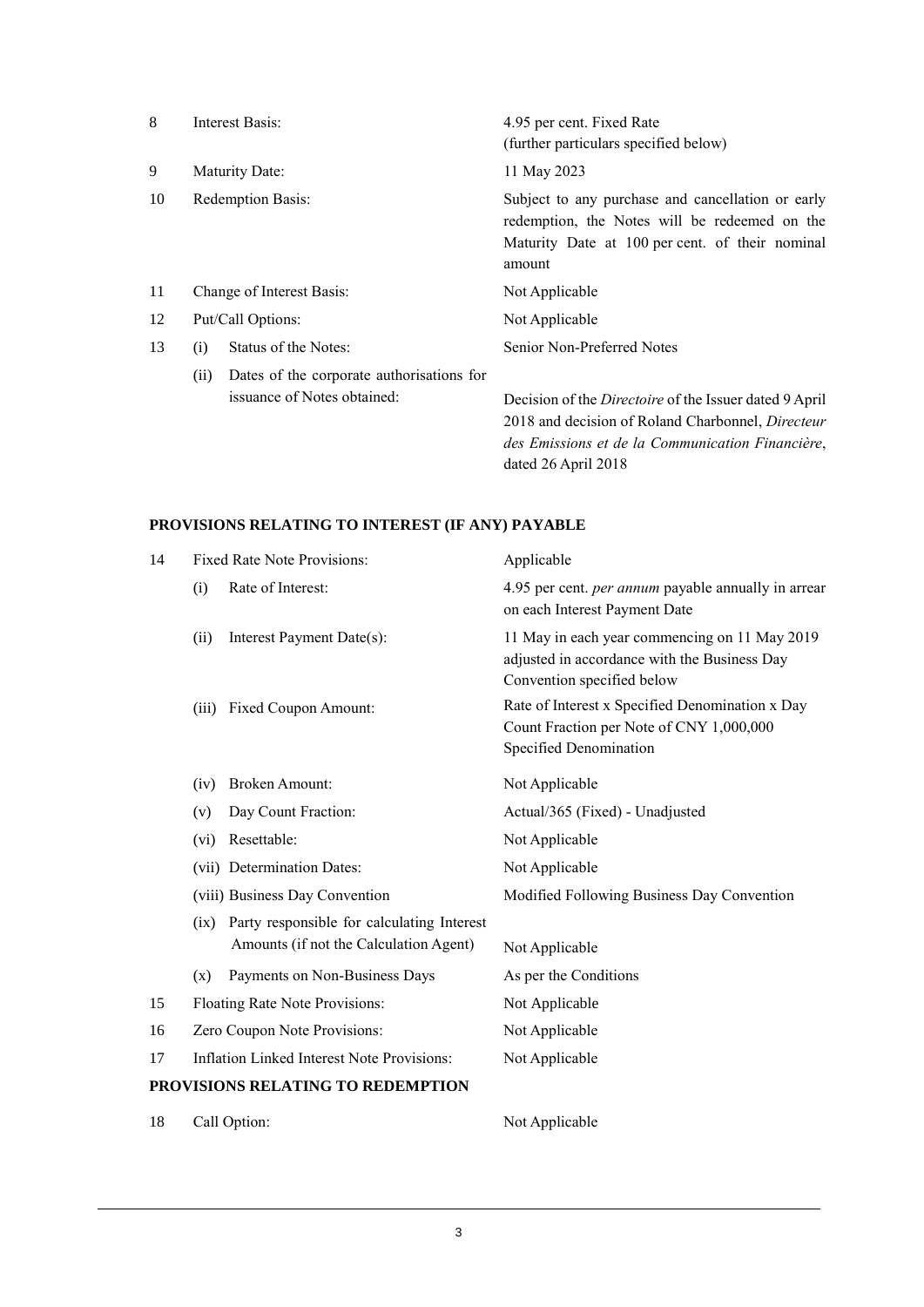| | | |
|---|---|---|
| 8 | Interest Basis: | 4.95 per cent. Fixed Rate<br>(further particulars specified below) |
| 9 | Maturity Date: | 11 May 2023 |
| 10 | Redemption Basis: | Subject to any purchase and cancellation or early redemption, the Notes will be redeemed on the Maturity Date at 100 per cent. of their nominal amount |
| 11 | Change of Interest Basis: | Not Applicable |
| 12 | Put/Call Options: | Not Applicable |
| 13 | (i) Status of the Notes: | Senior Non-Preferred Notes |
| | (ii) Dates of the corporate authorisations for issuance of Notes obtained: | Decision of the *Directoire* of the Issuer dated 9 April 2018 and decision of Roland Charbonnel, *Directeur des Emissions et de la Communication Financière*, dated 26 April 2018 |

## PROVISIONS RELATING TO INTEREST (IF ANY) PAYABLE

| | | |
|---|---|---|
| 14 | Fixed Rate Note Provisions: | Applicable |
| | (i) Rate of Interest: | 4.95 per cent. *per annum* payable annually in arrear on each Interest Payment Date |
| | (ii) Interest Payment Date(s): | 11 May in each year commencing on 11 May 2019 adjusted in accordance with the Business Day Convention specified below |
| | (iii) Fixed Coupon Amount: | Rate of Interest x Specified Denomination x Day Count Fraction per Note of CNY 1,000,000 Specified Denomination |
| | (iv) Broken Amount: | Not Applicable |
| | (v) Day Count Fraction: | Actual/365 (Fixed) - Unadjusted |
| | (vi) Resettable: | Not Applicable |
| | (vii) Determination Dates: | Not Applicable |
| | (viii) Business Day Convention | Modified Following Business Day Convention |
| | (ix) Party responsible for calculating Interest Amounts (if not the Calculation Agent) | Not Applicable |
| | (x) Payments on Non-Business Days | As per the Conditions |
| 15 | Floating Rate Note Provisions: | Not Applicable |
| 16 | Zero Coupon Note Provisions: | Not Applicable |
| 17 | Inflation Linked Interest Note Provisions: | Not Applicable |

## PROVISIONS RELATING TO REDEMPTION

| | | |
|---|---|---|
| 18 | Call Option: | Not Applicable |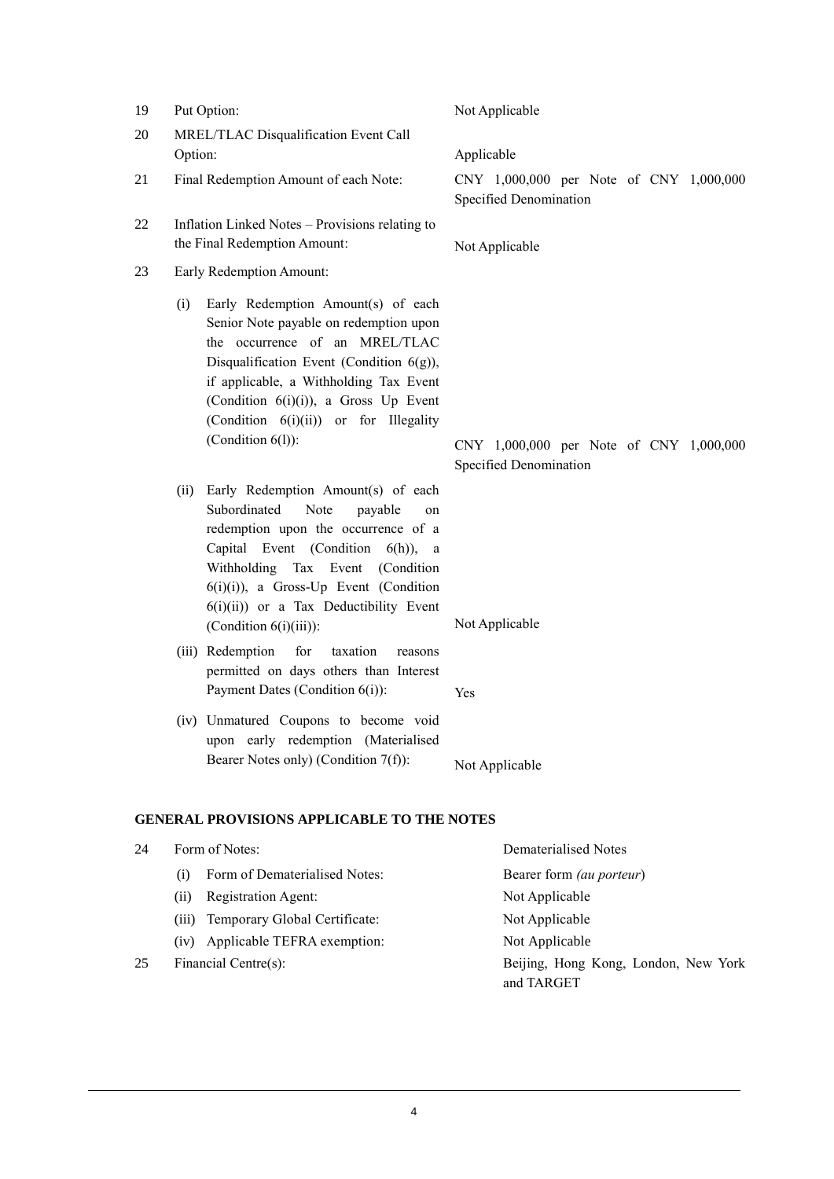| | | |
|---|---|---|
| 19 | Put Option: | Not Applicable |
| 20 | MREL/TLAC Disqualification Event Call Option: | Applicable |
| 21 | Final Redemption Amount of each Note: | CNY 1,000,000 per Note of CNY 1,000,000 Specified Denomination |
| 22 | Inflation Linked Notes – Provisions relating to the Final Redemption Amount: | Not Applicable |
| 23 | Early Redemption Amount: | |
| | (i) Early Redemption Amount(s) of each Senior Note payable on redemption upon the occurrence of an MREL/TLAC Disqualification Event (Condition 6(g)), if applicable, a Withholding Tax Event (Condition 6(i)(i)), a Gross Up Event (Condition 6(i)(ii)) or for Illegality (Condition 6(l)): | CNY 1,000,000 per Note of CNY 1,000,000 Specified Denomination |
| | (ii) Early Redemption Amount(s) of each Subordinated Note payable on redemption upon the occurrence of a Capital Event (Condition 6(h)), a Withholding Tax Event (Condition 6(i)(i)), a Gross-Up Event (Condition 6(i)(ii)) or a Tax Deductibility Event (Condition 6(i)(iii)): | Not Applicable |
| | (iii) Redemption for taxation reasons permitted on days others than Interest Payment Dates (Condition 6(i)): | Yes |
| | (iv) Unmatured Coupons to become void upon early redemption (Materialised Bearer Notes only) (Condition 7(f)): | Not Applicable |

**GENERAL PROVISIONS APPLICABLE TO THE NOTES**

| | | |
|---|---|---|
| 24 | Form of Notes: | Dematerialised Notes |
| | (i) Form of Dematerialised Notes: | Bearer form *(au porteur)* |
| | (ii) Registration Agent: | Not Applicable |
| | (iii) Temporary Global Certificate: | Not Applicable |
| | (iv) Applicable TEFRA exemption: | Not Applicable |
| 25 | Financial Centre(s): | Beijing, Hong Kong, London, New York and TARGET |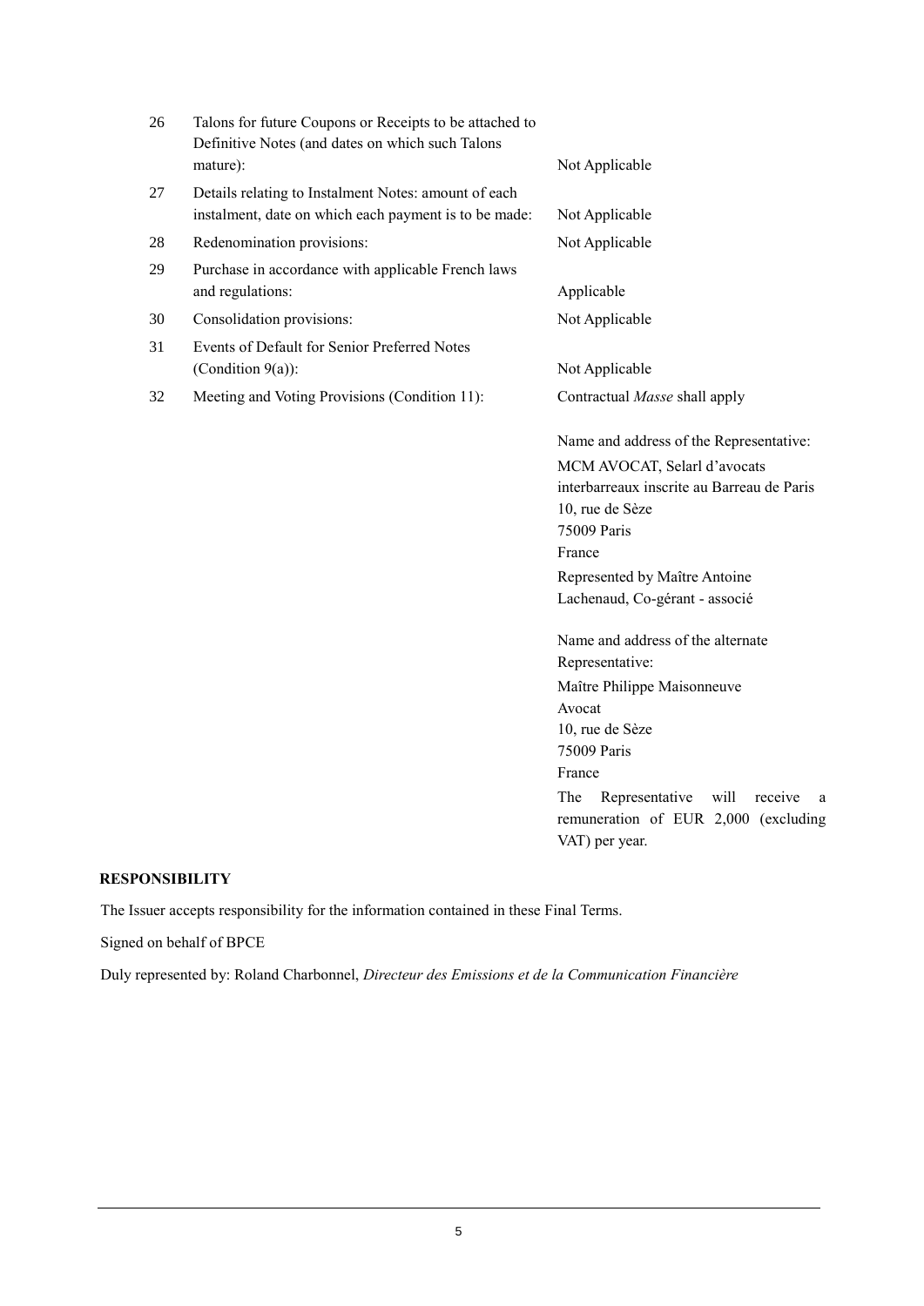| | | |
|---|---|---|
| 26 | Talons for future Coupons or Receipts to be attached to Definitive Notes (and dates on which such Talons mature): | Not Applicable |
| 27 | Details relating to Instalment Notes: amount of each instalment, date on which each payment is to be made: | Not Applicable |
| 28 | Redenomination provisions: | Not Applicable |
| 29 | Purchase in accordance with applicable French laws and regulations: | Applicable |
| 30 | Consolidation provisions: | Not Applicable |
| 31 | Events of Default for Senior Preferred Notes (Condition 9(a)): | Not Applicable |
| 32 | Meeting and Voting Provisions (Condition 11): | Contractual *Masse* shall apply<br><br>Name and address of the Representative:<br>MCM AVOCAT, Selarl d'avocats interbarreaux inscrite au Barreau de Paris<br>10, rue de Sèze<br>75009 Paris<br>France<br>Represented by Maître Antoine Lachenaud, Co-gérant - associé<br><br>Name and address of the alternate Representative:<br>Maître Philippe Maisonneuve<br>Avocat<br>10, rue de Sèze<br>75009 Paris<br>France<br>The Representative will receive a remuneration of EUR 2,000 (excluding VAT) per year. |

**RESPONSIBILITY**

The Issuer accepts responsibility for the information contained in these Final Terms.

Signed on behalf of BPCE

Duly represented by: Roland Charbonnel, *Directeur des Emissions et de la Communication Financière*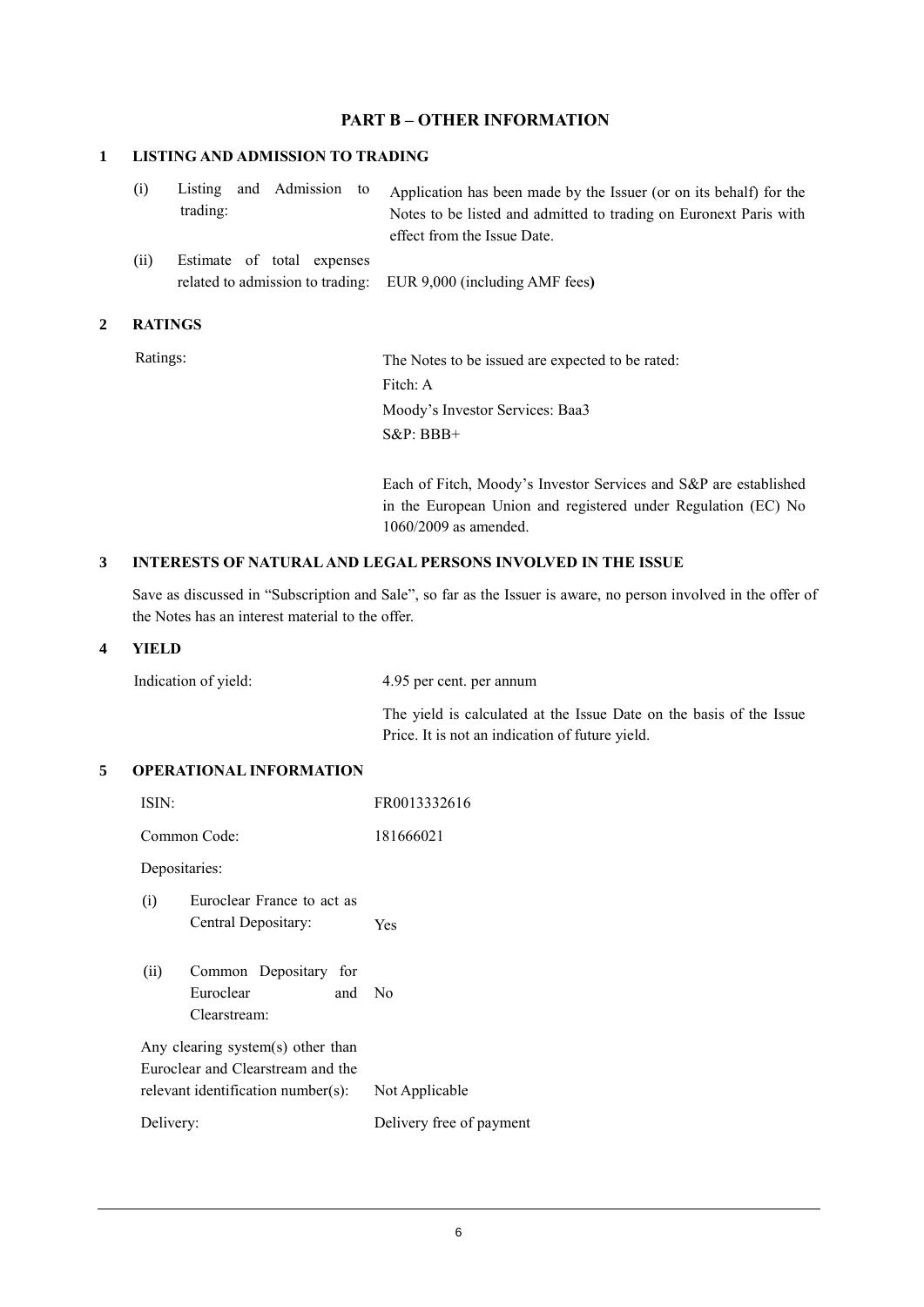## PART B – OTHER INFORMATION

### 1 LISTING AND ADMISSION TO TRADING

| | |
|---|---|
| (i) Listing and Admission to trading: | Application has been made by the Issuer (or on its behalf) for the Notes to be listed and admitted to trading on Euronext Paris with effect from the Issue Date. |
| (ii) Estimate of total expenses related to admission to trading: | EUR 9,000 (including AMF fees**)** |

### 2 RATINGS

| | |
|---|---|
| Ratings: | The Notes to be issued are expected to be rated:<br>Fitch: A<br>Moody's Investor Services: Baa3<br>S&P: BBB+<br><br>Each of Fitch, Moody's Investor Services and S&P are established in the European Union and registered under Regulation (EC) No 1060/2009 as amended. |

### 3 INTERESTS OF NATURAL AND LEGAL PERSONS INVOLVED IN THE ISSUE

Save as discussed in "Subscription and Sale", so far as the Issuer is aware, no person involved in the offer of the Notes has an interest material to the offer.

### 4 YIELD

| | |
|---|---|
| Indication of yield: | 4.95 per cent. per annum<br><br>The yield is calculated at the Issue Date on the basis of the Issue Price. It is not an indication of future yield. |

### 5 OPERATIONAL INFORMATION

| | |
|---|---|
| ISIN: | FR0013332616 |
| Common Code: | 181666021 |
| Depositaries: | |
| (i) Euroclear France to act as Central Depositary: | Yes |
| (ii) Common Depositary for Euroclear and Clearstream: | No |
| Any clearing system(s) other than Euroclear and Clearstream and the relevant identification number(s): | Not Applicable |
| Delivery: | Delivery free of payment |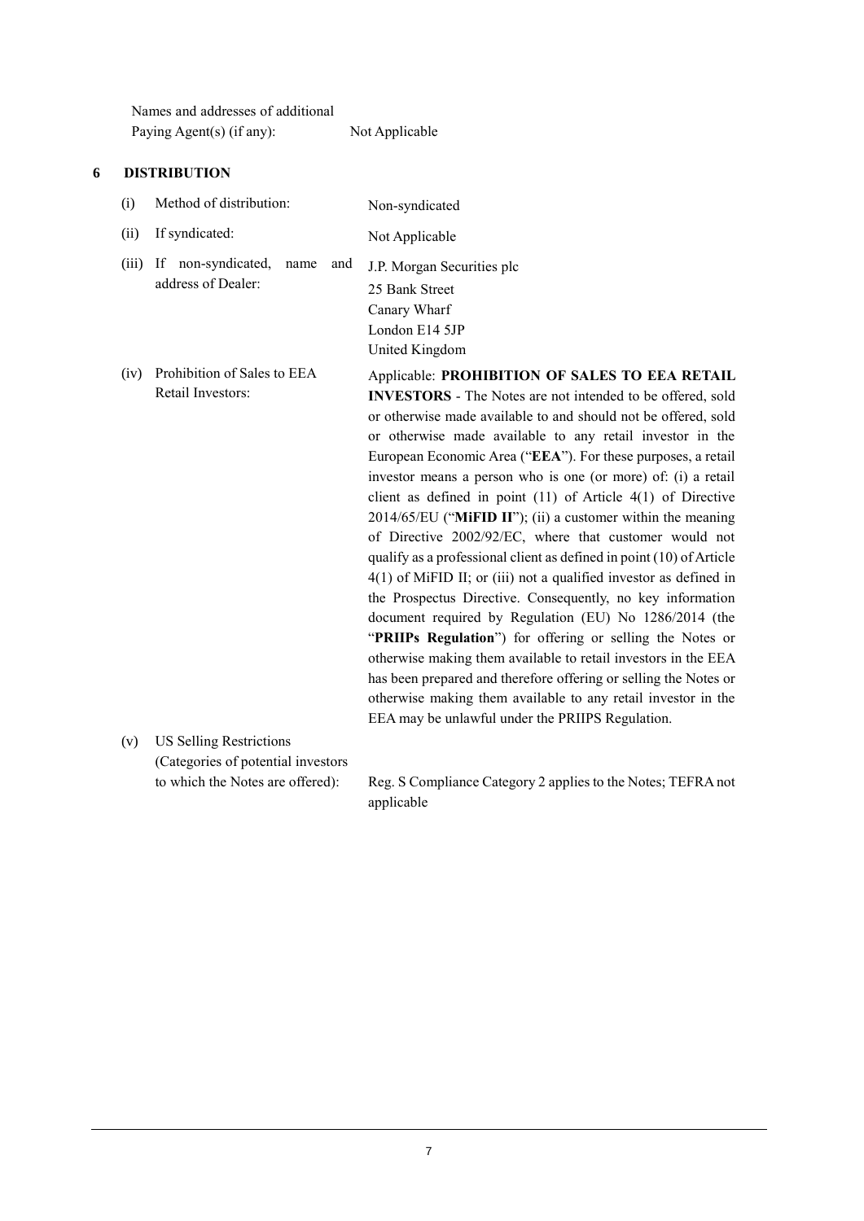| | |
|---|---|
| Names and addresses of additional Paying Agent(s) (if any): | Not Applicable |

## 6 DISTRIBUTION

| | | |
|---|---|---|
| (i) | Method of distribution: | Non-syndicated |
| (ii) | If syndicated: | Not Applicable |
| (iii) | If non-syndicated, name and address of Dealer: | J.P. Morgan Securities plc<br>25 Bank Street<br>Canary Wharf<br>London E14 5JP<br>United Kingdom |
| (iv) | Prohibition of Sales to EEA Retail Investors: | Applicable: **PROHIBITION OF SALES TO EEA RETAIL INVESTORS** - The Notes are not intended to be offered, sold or otherwise made available to and should not be offered, sold or otherwise made available to any retail investor in the European Economic Area ("**EEA**"). For these purposes, a retail investor means a person who is one (or more) of: (i) a retail client as defined in point (11) of Article 4(1) of Directive 2014/65/EU ("**MiFID II**"); (ii) a customer within the meaning of Directive 2002/92/EC, where that customer would not qualify as a professional client as defined in point (10) of Article 4(1) of MiFID II; or (iii) not a qualified investor as defined in the Prospectus Directive. Consequently, no key information document required by Regulation (EU) No 1286/2014 (the "**PRIIPs Regulation**") for offering or selling the Notes or otherwise making them available to retail investors in the EEA has been prepared and therefore offering or selling the Notes or otherwise making them available to any retail investor in the EEA may be unlawful under the PRIIPS Regulation. |
| (v) | US Selling Restrictions (Categories of potential investors to which the Notes are offered): | Reg. S Compliance Category 2 applies to the Notes; TEFRA not applicable |